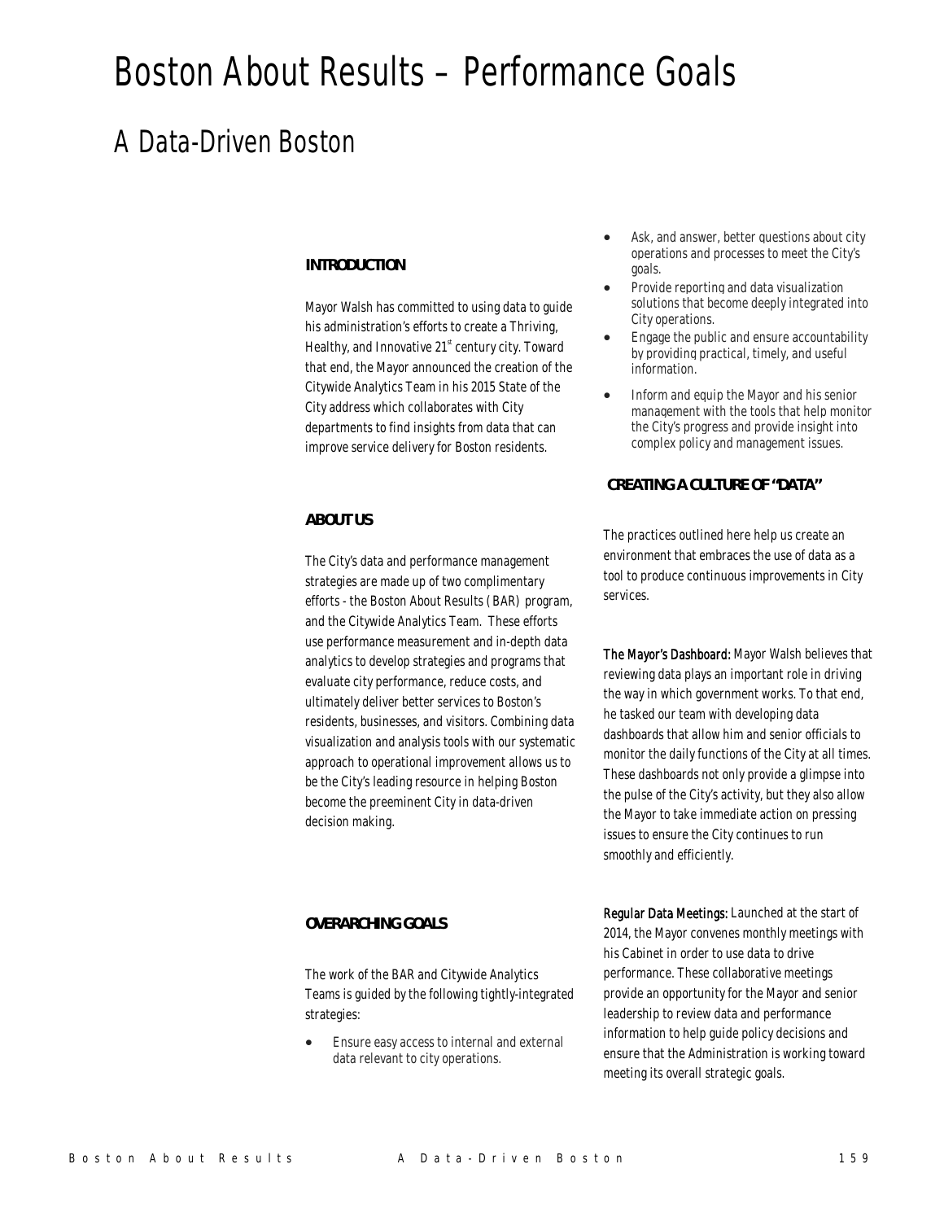# Boston About Results – Performance Goals

## A Data-Driven Boston

### INTRODUCTION

Mayor Walsh has committed to using data to guide his administration's efforts to create a Thriving, Healthy, and Innovative 21st century city. Toward that end, the Mayor announced the creation of the Citywide Analytics Team in his 2015 State of the City address which collaborates with City departments to find insights from data that can improve service delivery for Boston residents.

### ABOUT US

The City's data and performance management strategies are made up of two complimentary efforts - the Boston About Results (BAR) program, and the Citywide Analytics Team. These efforts use performance measurement and in-depth data analytics to develop strategies and programs that evaluate city performance, reduce costs, and ultimately deliver better services to Boston's residents, businesses, and visitors. Combining data visualization and analysis tools with our systematic approach to operational improvement allows us to be the City's leading resource in helping Boston become the preeminent City in data-driven decision making.

### OVERARCHING GOALS

The work of the BAR and Citywide Analytics Teams is guided by the following tightly-integrated strategies:

- Ensure easy access to internal and external data relevant to city operations.
- Ask, and answer, better questions about city operations and processes to meet the City's goals.
- Provide reporting and data visualization solutions that become deeply integrated into City operations.
- Engage the public and ensure accountability by providing practical, timely, and useful information.
- Inform and equip the Mayor and his senior management with the tools that help monitor the City's progress and provide insight into complex policy and management issues.

### CREATING A CULTURE OF "DATA"

The practices outlined here help us create an environment that embraces the use of data as a tool to produce continuous improvements in City services.

The Mayor's Dashboard: Mayor Walsh believes that reviewing data plays an important role in driving the way in which government works. To that end, he tasked our team with developing data dashboards that allow him and senior officials to monitor the daily functions of the City at all times. These dashboards not only provide a glimpse into the pulse of the City's activity, but they also allow the Mayor to take immediate action on pressing issues to ensure the City continues to run smoothly and efficiently.

Regular Data Meetings: Launched at the start of 2014, the Mayor convenes monthly meetings with his Cabinet in order to use data to drive performance. These collaborative meetings provide an opportunity for the Mayor and senior leadership to review data and performance information to help guide policy decisions and ensure that the Administration is working toward meeting its overall strategic goals.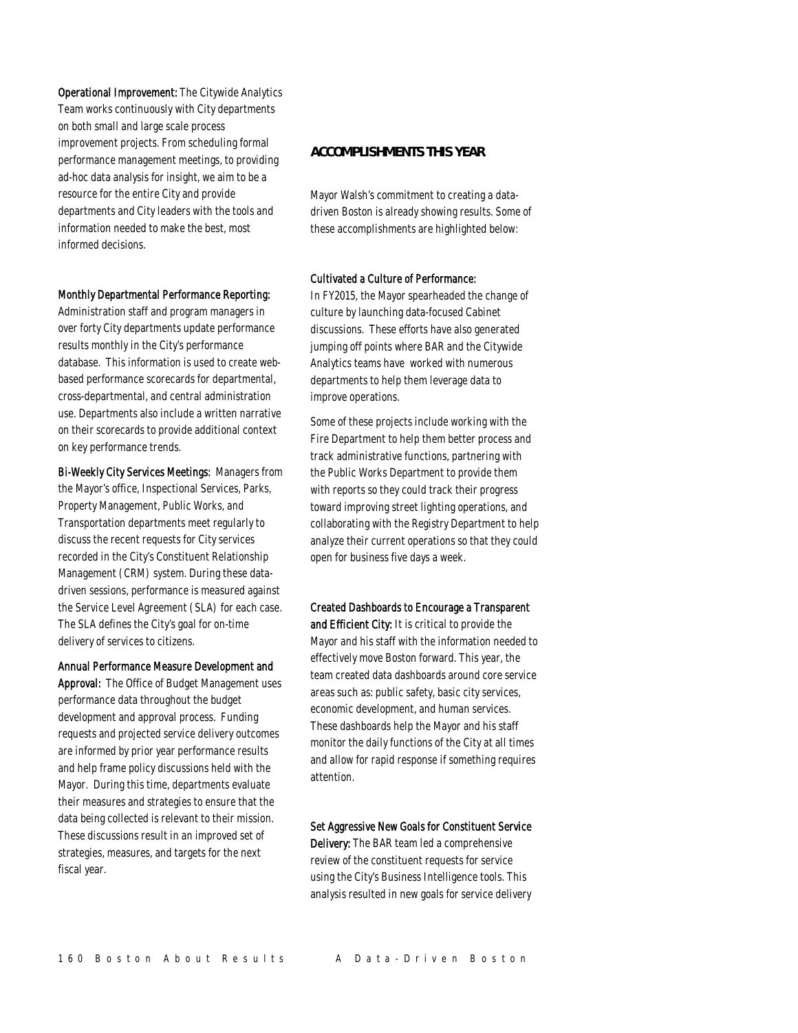**Operational Improvement:** The Citywide Analytics Team works continuously with City departments on both small and large scale process improvement projects. From scheduling formal performance management meetings, to providing ad-hoc data analysis for insight, we aim to be a resource for the entire City and provide departments and City leaders with the tools and information needed to make the best, most informed decisions.

**Monthly Departmental Performance Reporting:** Administration staff and program managers in over forty City departments update performance results monthly in the City's performance database. This information is used to create web-based performance scorecards for departmental, cross-departmental, and central administration use. Departments also include a written narrative on their scorecards to provide additional context on key performance trends.

**Bi-Weekly City Services Meetings:** Managers from the Mayor's office, Inspectional Services, Parks, Property Management, Public Works, and Transportation departments meet regularly to discuss the recent requests for City services recorded in the City's Constituent Relationship Management (CRM) system. During these data-driven sessions, performance is measured against the Service Level Agreement (SLA) for each case. The SLA defines the City's goal for on-time delivery of services to citizens.

**Annual Performance Measure Development and Approval:** The Office of Budget Management uses performance data throughout the budget development and approval process. Funding requests and projected service delivery outcomes are informed by prior year performance results and help frame policy discussions held with the Mayor. During this time, departments evaluate their measures and strategies to ensure that the data being collected is relevant to their mission. These discussions result in an improved set of strategies, measures, and targets for the next fiscal year.

## ACCOMPLISHMENTS THIS YEAR

Mayor Walsh's commitment to creating a data-driven Boston is already showing results. Some of these accomplishments are highlighted below:

**Cultivated a Culture of Performance:** In FY2015, the Mayor spearheaded the change of culture by launching data-focused Cabinet discussions. These efforts have also generated jumping off points where BAR and the Citywide Analytics teams have worked with numerous departments to help them leverage data to improve operations.

Some of these projects include working with the Fire Department to help them better process and track administrative functions, partnering with the Public Works Department to provide them with reports so they could track their progress toward improving street lighting operations, and collaborating with the Registry Department to help analyze their current operations so that they could open for business five days a week.

**Created Dashboards to Encourage a Transparent and Efficient City:** It is critical to provide the Mayor and his staff with the information needed to effectively move Boston forward. This year, the team created data dashboards around core service areas such as: public safety, basic city services, economic development, and human services. These dashboards help the Mayor and his staff monitor the daily functions of the City at all times and allow for rapid response if something requires attention.

**Set Aggressive New Goals for Constituent Service Delivery:** The BAR team led a comprehensive review of the constituent requests for service using the City's Business Intelligence tools. This analysis resulted in new goals for service delivery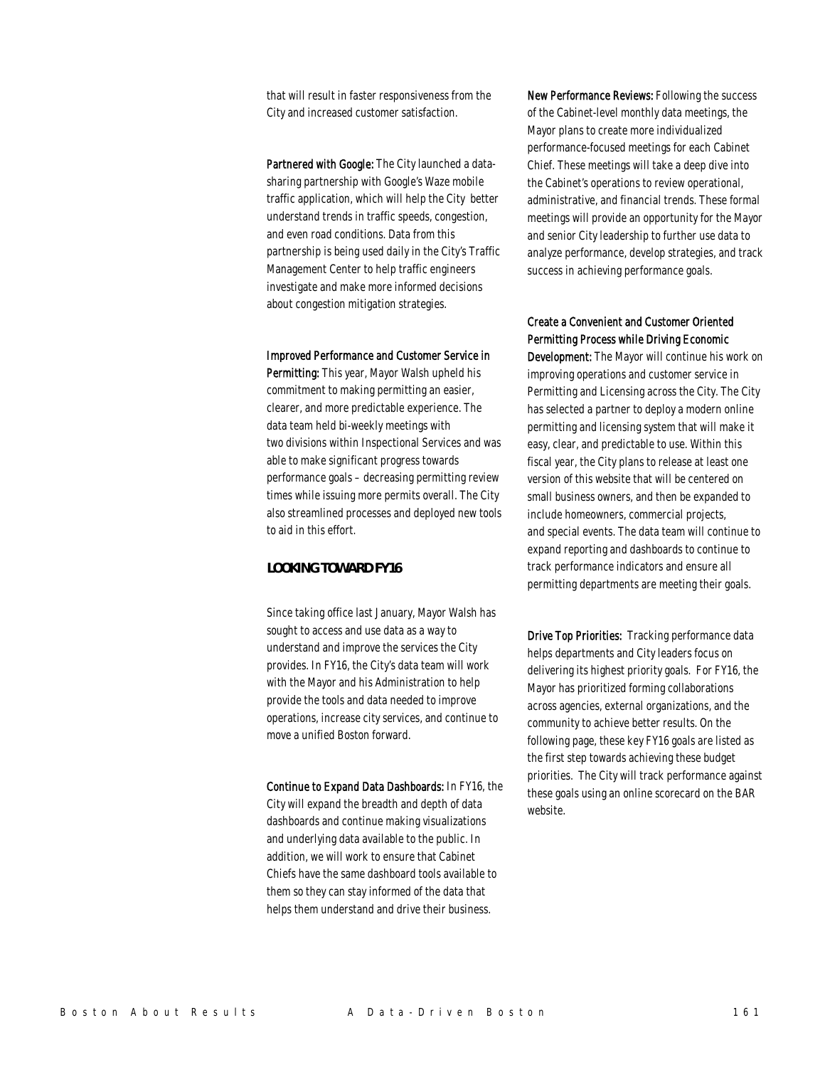that will result in faster responsiveness from the City and increased customer satisfaction.

**Partnered with Google:** The City launched a data-sharing partnership with Google's Waze mobile traffic application, which will help the City better understand trends in traffic speeds, congestion, and even road conditions. Data from this partnership is being used daily in the City's Traffic Management Center to help traffic engineers investigate and make more informed decisions about congestion mitigation strategies.

**Improved Performance and Customer Service in Permitting:** This year, Mayor Walsh upheld his commitment to making permitting an easier, clearer, and more predictable experience. The data team held bi-weekly meetings with two divisions within Inspectional Services and was able to make significant progress towards performance goals – decreasing permitting review times while issuing more permits overall. The City also streamlined processes and deployed new tools to aid in this effort.

## LOOKING TOWARD FY16

Since taking office last January, Mayor Walsh has sought to access and use data as a way to understand and improve the services the City provides. In FY16, the City's data team will work with the Mayor and his Administration to help provide the tools and data needed to improve operations, increase city services, and continue to move a unified Boston forward.

**Continue to Expand Data Dashboards:** In FY16, the City will expand the breadth and depth of data dashboards and continue making visualizations and underlying data available to the public. In addition, we will work to ensure that Cabinet Chiefs have the same dashboard tools available to them so they can stay informed of the data that helps them understand and drive their business.

**New Performance Reviews:** Following the success of the Cabinet-level monthly data meetings, the Mayor plans to create more individualized performance-focused meetings for each Cabinet Chief. These meetings will take a deep dive into the Cabinet's operations to review operational, administrative, and financial trends. These formal meetings will provide an opportunity for the Mayor and senior City leadership to further use data to analyze performance, develop strategies, and track success in achieving performance goals.

**Create a Convenient and Customer Oriented Permitting Process while Driving Economic Development:** The Mayor will continue his work on improving operations and customer service in Permitting and Licensing across the City. The City has selected a partner to deploy a modern online permitting and licensing system that will make it easy, clear, and predictable to use. Within this fiscal year, the City plans to release at least one version of this website that will be centered on small business owners, and then be expanded to include homeowners, commercial projects, and special events. The data team will continue to expand reporting and dashboards to continue to track performance indicators and ensure all permitting departments are meeting their goals.

**Drive Top Priorities:** Tracking performance data helps departments and City leaders focus on delivering its highest priority goals. For FY16, the Mayor has prioritized forming collaborations across agencies, external organizations, and the community to achieve better results. On the following page, these key FY16 goals are listed as the first step towards achieving these budget priorities. The City will track performance against these goals using an online scorecard on the BAR website.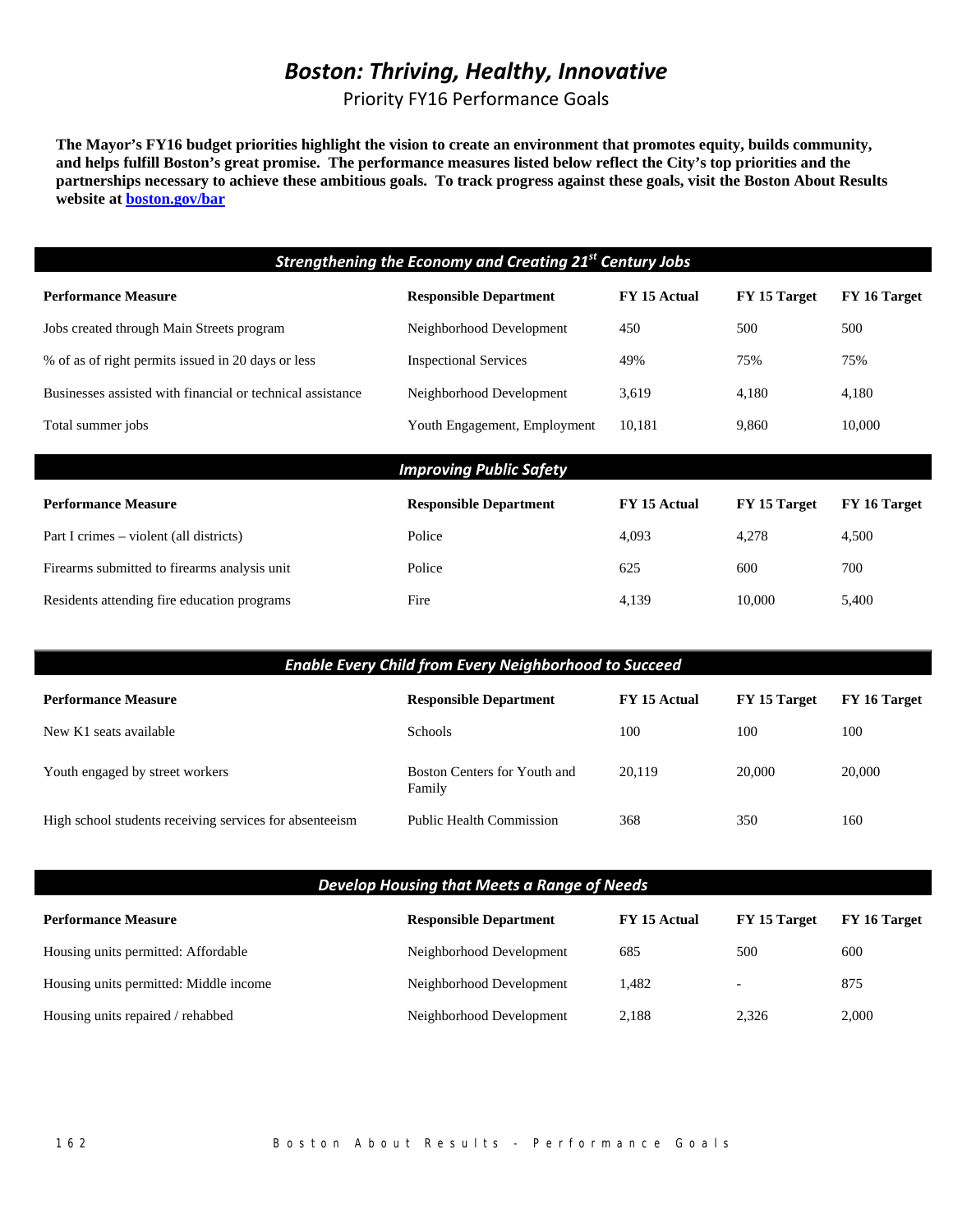# *Boston: Thriving, Healthy, Innovative*

Priority FY16 Performance Goals

**The Mayor's FY16 budget priorities highlight the vision to create an environment that promotes equity, builds community, and helps fulfill Boston's great promise. The performance measures listed below reflect the City's top priorities and the partnerships necessary to achieve these ambitious goals. To track progress against these goals, visit the Boston About Results website at [boston.gov/bar](boston.gov/bar)**

## *Strengthening the Economy and Creating 21st Century Jobs*

| Performance Measure | Responsible Department | FY 15 Actual | FY 15 Target | FY 16 Target |
|---|---|---|---|---|
| Jobs created through Main Streets program | Neighborhood Development | 450 | 500 | 500 |
| % of as of right permits issued in 20 days or less | Inspectional Services | 49% | 75% | 75% |
| Businesses assisted with financial or technical assistance | Neighborhood Development | 3,619 | 4,180 | 4,180 |
| Total summer jobs | Youth Engagement, Employment | 10,181 | 9,860 | 10,000 |

## *Improving Public Safety*

| Performance Measure | Responsible Department | FY 15 Actual | FY 15 Target | FY 16 Target |
|---|---|---|---|---|
| Part I crimes – violent (all districts) | Police | 4,093 | 4,278 | 4,500 |
| Firearms submitted to firearms analysis unit | Police | 625 | 600 | 700 |
| Residents attending fire education programs | Fire | 4,139 | 10,000 | 5,400 |

## *Enable Every Child from Every Neighborhood to Succeed*

| Performance Measure | Responsible Department | FY 15 Actual | FY 15 Target | FY 16 Target |
|---|---|---|---|---|
| New K1 seats available | Schools | 100 | 100 | 100 |
| Youth engaged by street workers | Boston Centers for Youth and Family | 20,119 | 20,000 | 20,000 |
| High school students receiving services for absenteeism | Public Health Commission | 368 | 350 | 160 |

## *Develop Housing that Meets a Range of Needs*

| Performance Measure | Responsible Department | FY 15 Actual | FY 15 Target | FY 16 Target |
|---|---|---|---|---|
| Housing units permitted: Affordable | Neighborhood Development | 685 | 500 | 600 |
| Housing units permitted: Middle income | Neighborhood Development | 1,482 | - | 875 |
| Housing units repaired / rehabbed | Neighborhood Development | 2,188 | 2,326 | 2,000 |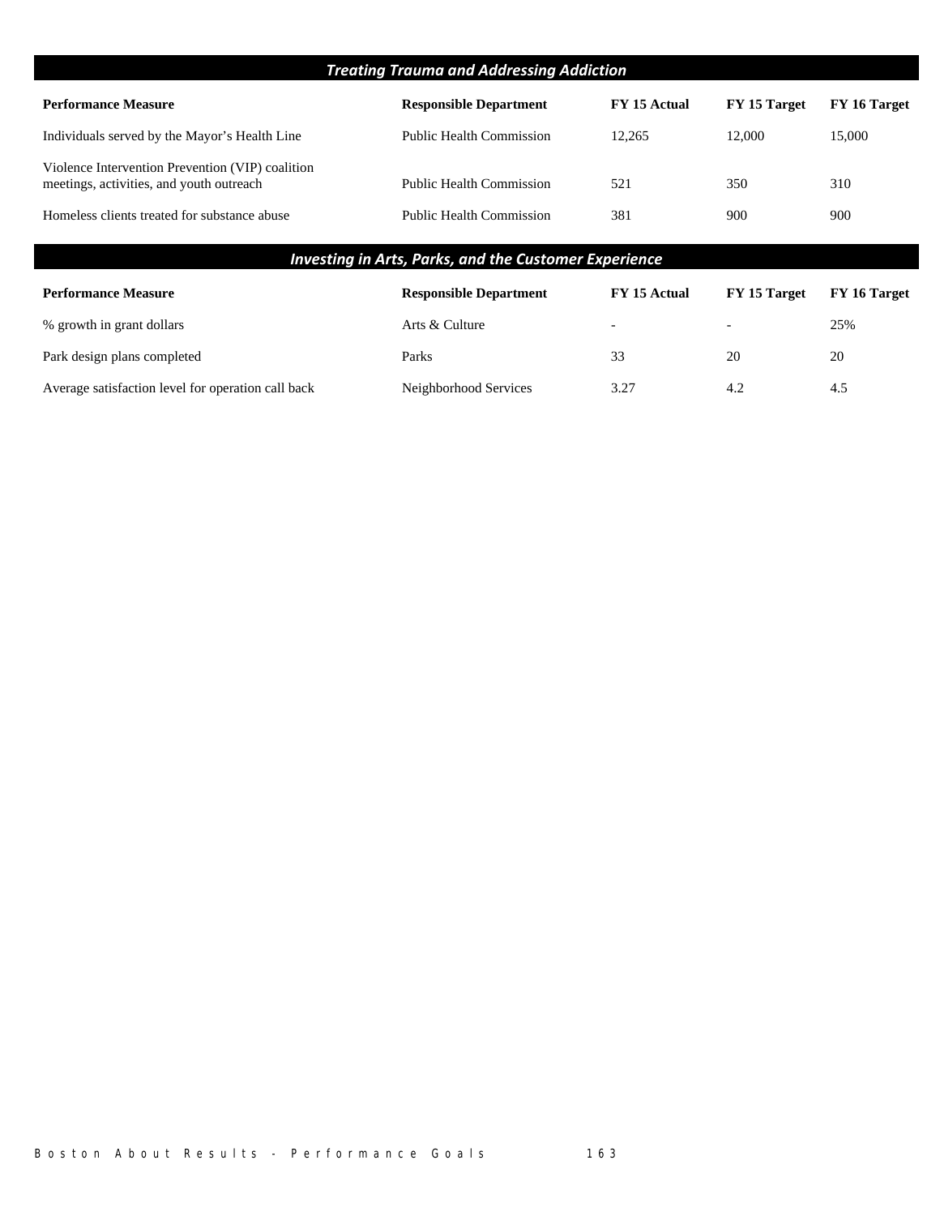## *Treating Trauma and Addressing Addiction*

| Performance Measure | Responsible Department | FY 15 Actual | FY 15 Target | FY 16 Target |
|---|---|---|---|---|
| Individuals served by the Mayor's Health Line | Public Health Commission | 12,265 | 12,000 | 15,000 |
| Violence Intervention Prevention (VIP) coalition meetings, activities, and youth outreach | Public Health Commission | 521 | 350 | 310 |
| Homeless clients treated for substance abuse | Public Health Commission | 381 | 900 | 900 |

## *Investing in Arts, Parks, and the Customer Experience*

| Performance Measure | Responsible Department | FY 15 Actual | FY 15 Target | FY 16 Target |
|---|---|---|---|---|
| % growth in grant dollars | Arts & Culture | - | - | 25% |
| Park design plans completed | Parks | 33 | 20 | 20 |
| Average satisfaction level for operation call back | Neighborhood Services | 3.27 | 4.2 | 4.5 |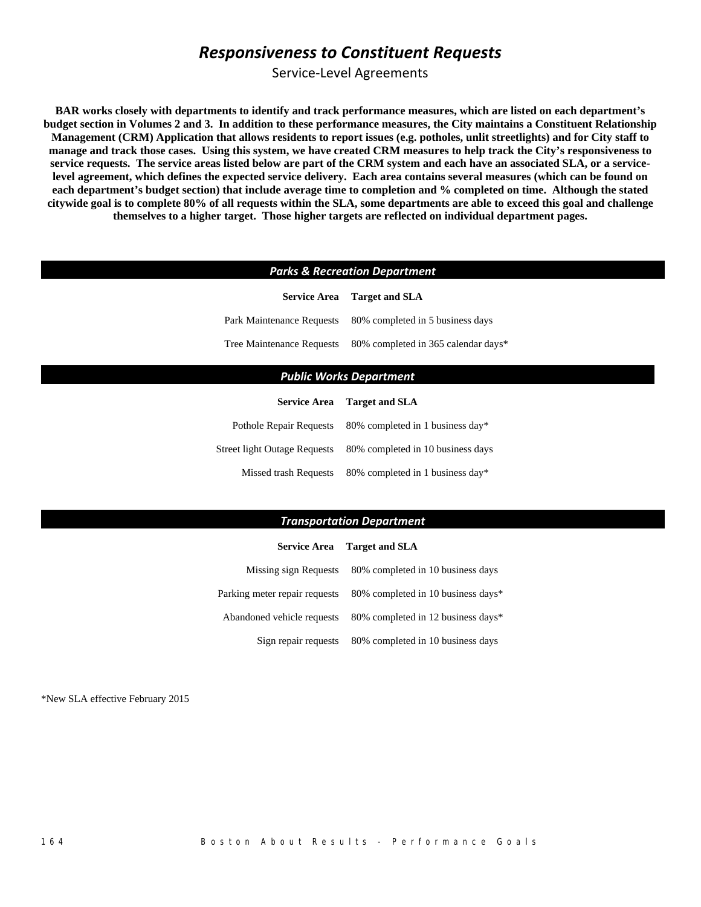# *Responsiveness to Constituent Requests*

Service-Level Agreements

**BAR works closely with departments to identify and track performance measures, which are listed on each department's budget section in Volumes 2 and 3. In addition to these performance measures, the City maintains a Constituent Relationship Management (CRM) Application that allows residents to report issues (e.g. potholes, unlit streetlights) and for City staff to manage and track those cases. Using this system, we have created CRM measures to help track the City's responsiveness to service requests. The service areas listed below are part of the CRM system and each have an associated SLA, or a service-level agreement, which defines the expected service delivery. Each area contains several measures (which can be found on each department's budget section) that include average time to completion and % completed on time. Although the stated citywide goal is to complete 80% of all requests within the SLA, some departments are able to exceed this goal and challenge themselves to a higher target. Those higher targets are reflected on individual department pages.**

## *Parks & Recreation Department*

| Service Area | Target and SLA |
|---|---|
| Park Maintenance Requests | 80% completed in 5 business days |
| Tree Maintenance Requests | 80% completed in 365 calendar days* |

## *Public Works Department*

| Service Area | Target and SLA |
|---|---|
| Pothole Repair Requests | 80% completed in 1 business day* |
| Street light Outage Requests | 80% completed in 10 business days |
| Missed trash Requests | 80% completed in 1 business day* |

## *Transportation Department*

| Service Area | Target and SLA |
|---|---|
| Missing sign Requests | 80% completed in 10 business days |
| Parking meter repair requests | 80% completed in 10 business days* |
| Abandoned vehicle requests | 80% completed in 12 business days* |
| Sign repair requests | 80% completed in 10 business days |

*New SLA effective February 2015